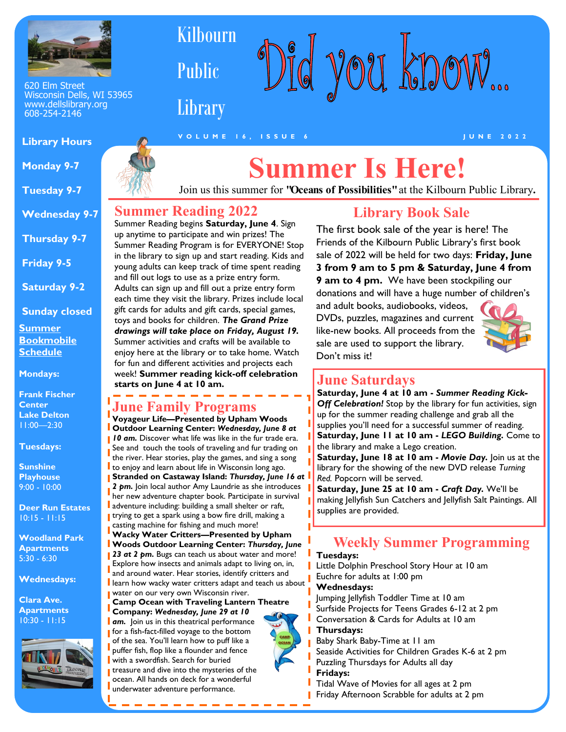# Kilbourn Public Library

# Did you know...

620 Elm Street
Wisconsin Dells, WI 53965
www.dellslibrary.org
608-254-2146

VOLUME 16, ISSUE 6 — JUNE 2022

**Library Hours**

**Monday 9-7**

**Tuesday 9-7**

**Wednesday 9-7**

**Thursday 9-7**

**Friday 9-5**

**Saturday 9-2**

**Sunday closed**

**Summer Bookmobile Schedule**

**Mondays:**

**Frank Fischer Center Lake Delton**
11:00—2:30

**Tuesdays:**

**Sunshine Playhouse**
9:00 - 10:00

**Deer Run Estates**
10:15 - 11:15

**Woodland Park Apartments**
5:30 - 6:30

**Wednesdays:**

**Clara Ave. Apartments**
10:30 - 11:15

# Summer Is Here!

Join us this summer for **"Oceans of Possibilities"** at the Kilbourn Public Library**.**

## Summer Reading 2022

Summer Reading begins **Saturday, June 4**. Sign up anytime to participate and win prizes! The Summer Reading Program is for EVERYONE! Stop in the library to sign up and start reading. Kids and young adults can keep track of time spent reading and fill out logs to use as a prize entry form. Adults can sign up and fill out a prize entry form each time they visit the library. Prizes include local gift cards for adults and gift cards, special games, toys and books for children. ***The Grand Prize drawings will take place on Friday, August 19.*** Summer activities and crafts will be available to enjoy here at the library or to take home. Watch for fun and different activities and projects each week! **Summer reading kick-off celebration starts on June 4 at 10 am.**

## June Family Programs

**Voyageur Life—Presented by Upham Woods Outdoor Learning Center: *Wednesday, June 8 at 10 am.*** Discover what life was like in the fur trade era. See and touch the tools of traveling and fur trading on the river. Hear stories, play the games, and sing a song to enjoy and learn about life in Wisconsin long ago.

**Stranded on Castaway Island: *Thursday, June 16 at 2 pm.*** Join local author Amy Laundrie as she introduces her new adventure chapter book. Participate in survival adventure including: building a small shelter or raft, trying to get a spark using a bow fire drill, making a casting machine for fishing and much more!

**Wacky Water Critters—Presented by Upham Woods Outdoor Learning Center: *Thursday, June 23 at 2 pm.*** Bugs can teach us about water and more! Explore how insects and animals adapt to living on, in, and around water. Hear stories, identify critters and learn how wacky water critters adapt and teach us about water on our very own Wisconsin river.

**Camp Ocean with Traveling Lantern Theatre Company: *Wednesday, June 29 at 10 am.*** Join us in this theatrical performance for a fish-fact-filled voyage to the bottom of the sea. You'll learn how to puff like a puffer fish, flop like a flounder and fence with a swordfish. Search for buried treasure and dive into the mysteries of the ocean. All hands on deck for a wonderful underwater adventure performance.

## Library Book Sale

The first book sale of the year is here! The Friends of the Kilbourn Public Library's first book sale of 2022 will be held for two days: **Friday, June 3 from 9 am to 5 pm & Saturday, June 4 from 9 am to 4 pm.** We have been stockpiling our donations and will have a huge number of children's and adult books, audiobooks, videos, DVDs, puzzles, magazines and current like-new books. All proceeds from the sale are used to support the library. Don't miss it!

## June Saturdays

**Saturday, June 4 at 10 am - *Summer Reading Kick-Off Celebration!*** Stop by the library for fun activities, sign up for the summer reading challenge and grab all the supplies you'll need for a successful summer of reading.

**Saturday, June 11 at 10 am - *LEGO Building.*** Come to the library and make a Lego creation.

**Saturday, June 18 at 10 am - *Movie Day.*** Join us at the library for the showing of the new DVD release *Turning Red.* Popcorn will be served.

**Saturday, June 25 at 10 am - *Craft Day.*** We'll be making Jellyfish Sun Catchers and Jellyfish Salt Paintings. All supplies are provided.

## Weekly Summer Programming

**Tuesdays:**
Little Dolphin Preschool Story Hour at 10 am
Euchre for adults at 1:00 pm

**Wednesdays:**
Jumping Jellyfish Toddler Time at 10 am
Surfside Projects for Teens Grades 6-12 at 2 pm
Conversation & Cards for Adults at 10 am

**Thursdays:**
Baby Shark Baby-Time at 11 am
Seaside Activities for Children Grades K-6 at 2 pm
Puzzling Thursdays for Adults all day

**Fridays:**
Tidal Wave of Movies for all ages at 2 pm
Friday Afternoon Scrabble for adults at 2 pm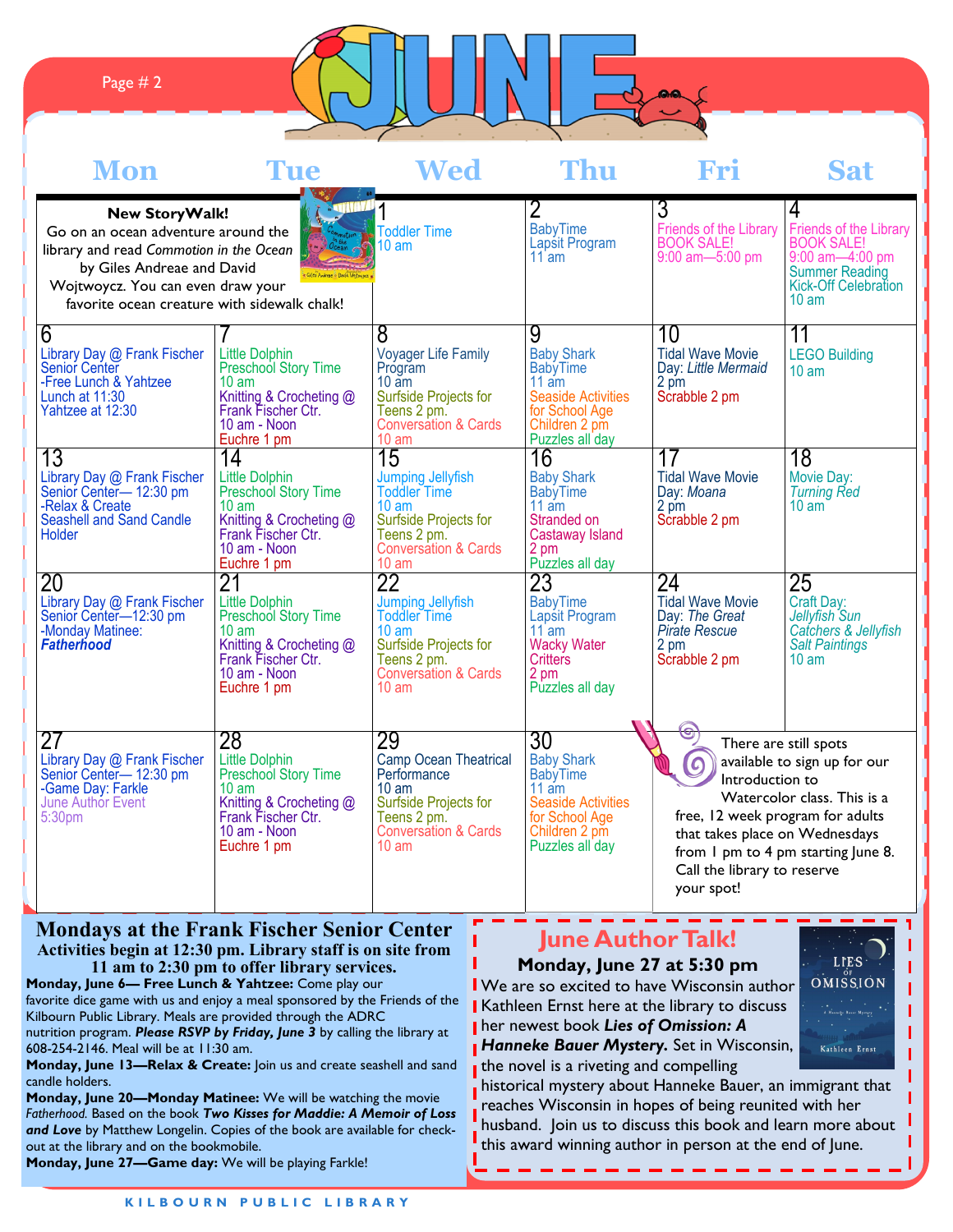# JUNE

| Mon | Tue | Wed | Thu | Fri | Sat |
|---|---|---|---|---|---|
| **New StoryWalk!** Go on an ocean adventure around the library and read *Commotion in the Ocean* by Giles Andreae and David Wojtwoycz. You can even draw your favorite ocean creature with sidewalk chalk! | | 1 Toddler Time 10 am | 2 BabyTime Lapsit Program 11 am | 3 Friends of the Library BOOK SALE! 9:00 am—5:00 pm | 4 Friends of the Library BOOK SALE! 9:00 am—4:00 pm Summer Reading Kick-Off Celebration 10 am |
| 6 Library Day @ Frank Fischer Senior Center -Free Lunch & Yahtzee Lunch at 11:30 Yahtzee at 12:30 | 7 Little Dolphin Preschool Story Time 10 am Knitting & Crocheting @ Frank Fischer Ctr. 10 am - Noon Euchre 1 pm | 8 Voyager Life Family Program 10 am Surfside Projects for Teens 2 pm. Conversation & Cards 10 am | 9 Baby Shark BabyTime 11 am Seaside Activities for School Age Children 2 pm Puzzles all day | 10 Tidal Wave Movie Day: *Little Mermaid* 2 pm Scrabble 2 pm | 11 LEGO Building 10 am |
| 13 Library Day @ Frank Fischer Senior Center— 12:30 pm -Relax & Create Seashell and Sand Candle Holder | 14 Little Dolphin Preschool Story Time 10 am Knitting & Crocheting @ Frank Fischer Ctr. 10 am - Noon Euchre 1 pm | 15 Jumping Jellyfish Toddler Time 10 am Surfside Projects for Teens 2 pm. Conversation & Cards 10 am | 16 Baby Shark BabyTime 11 am Stranded on Castaway Island 2 pm Puzzles all day | 17 Tidal Wave Movie Day: *Moana* 2 pm Scrabble 2 pm | 18 Movie Day: *Turning Red* 10 am |
| 20 Library Day @ Frank Fischer Senior Center—12:30 pm -Monday Matinee: ***Fatherhood*** | 21 Little Dolphin Preschool Story Time 10 am Knitting & Crocheting @ Frank Fischer Ctr. 10 am - Noon Euchre 1 pm | 22 Jumping Jellyfish Toddler Time 10 am Surfside Projects for Teens 2 pm. Conversation & Cards 10 am | 23 BabyTime Lapsit Program 11 am Wacky Water Critters 2 pm Puzzles all day | 24 Tidal Wave Movie Day: *The Great Pirate Rescue* 2 pm Scrabble 2 pm | 25 Craft Day: *Jellyfish Sun Catchers & Jellyfish Salt Paintings* 10 am |
| 27 Library Day @ Frank Fischer Senior Center— 12:30 pm -Game Day: Farkle June Author Event 5:30pm | 28 Little Dolphin Preschool Story Time 10 am Knitting & Crocheting @ Frank Fischer Ctr. 10 am - Noon Euchre 1 pm | 29 Camp Ocean Theatrical Performance 10 am Surfside Projects for Teens 2 pm. Conversation & Cards 10 am | 30 Baby Shark BabyTime 11 am Seaside Activities for School Age Children 2 pm Puzzles all day | There are still spots available to sign up for our Introduction to Watercolor class. This is a free, 12 week program for adults that takes place on Wednesdays from 1 pm to 4 pm starting June 8. Call the library to reserve your spot! | |

## Mondays at the Frank Fischer Senior Center

**Activities begin at 12:30 pm. Library staff is on site from 11 am to 2:30 pm to offer library services.**

**Monday, June 6— Free Lunch & Yahtzee:** Come play our favorite dice game with us and enjoy a meal sponsored by the Friends of the Kilbourn Public Library. Meals are provided through the ADRC nutrition program. ***Please RSVP by Friday, June 3*** by calling the library at 608-254-2146. Meal will be at 11:30 am.

**Monday, June 13—Relax & Create:** Join us and create seashell and sand candle holders.

**Monday, June 20—Monday Matinee:** We will be watching the movie *Fatherhood.* Based on the book ***Two Kisses for Maddie: A Memoir of Loss and Love*** by Matthew Longelin. Copies of the book are available for check-out at the library and on the bookmobile.

**Monday, June 27—Game day:** We will be playing Farkle!

## June Author Talk!

**Monday, June 27 at 5:30 pm**

We are so excited to have Wisconsin author Kathleen Ernst here at the library to discuss her newest book ***Lies of Omission: A Hanneke Bauer Mystery.*** Set in Wisconsin, the novel is a riveting and compelling historical mystery about Hanneke Bauer, an immigrant that reaches Wisconsin in hopes of being reunited with her husband. Join us to discuss this book and learn more about this award winning author in person at the end of June.